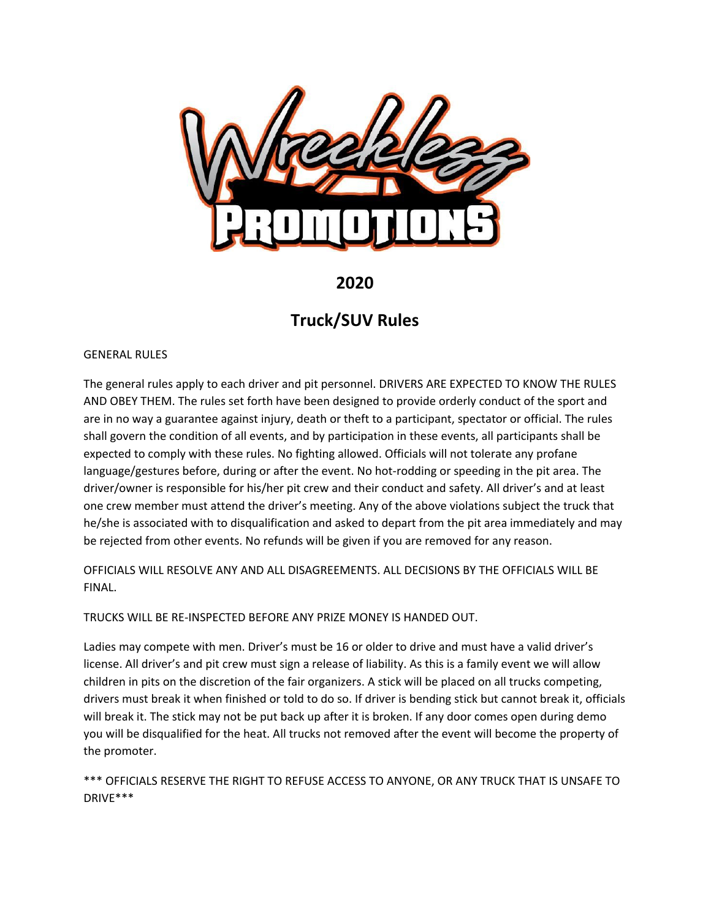# Wreckless Promotions

## 2020

## Truck/SUV Rules

GENERAL RULES

The general rules apply to each driver and pit personnel. DRIVERS ARE EXPECTED TO KNOW THE RULES AND OBEY THEM. The rules set forth have been designed to provide orderly conduct of the sport and are in no way a guarantee against injury, death or theft to a participant, spectator or official. The rules shall govern the condition of all events, and by participation in these events, all participants shall be expected to comply with these rules. No fighting allowed. Officials will not tolerate any profane language/gestures before, during or after the event. No hot-rodding or speeding in the pit area. The driver/owner is responsible for his/her pit crew and their conduct and safety. All driver's and at least one crew member must attend the driver's meeting. Any of the above violations subject the truck that he/she is associated with to disqualification and asked to depart from the pit area immediately and may be rejected from other events. No refunds will be given if you are removed for any reason.

OFFICIALS WILL RESOLVE ANY AND ALL DISAGREEMENTS. ALL DECISIONS BY THE OFFICIALS WILL BE FINAL.

TRUCKS WILL BE RE-INSPECTED BEFORE ANY PRIZE MONEY IS HANDED OUT.

Ladies may compete with men. Driver's must be 16 or older to drive and must have a valid driver's license. All driver's and pit crew must sign a release of liability. As this is a family event we will allow children in pits on the discretion of the fair organizers. A stick will be placed on all trucks competing, drivers must break it when finished or told to do so. If driver is bending stick but cannot break it, officials will break it. The stick may not be put back up after it is broken. If any door comes open during demo you will be disqualified for the heat. All trucks not removed after the event will become the property of the promoter.

*** OFFICIALS RESERVE THE RIGHT TO REFUSE ACCESS TO ANYONE, OR ANY TRUCK THAT IS UNSAFE TO DRIVE***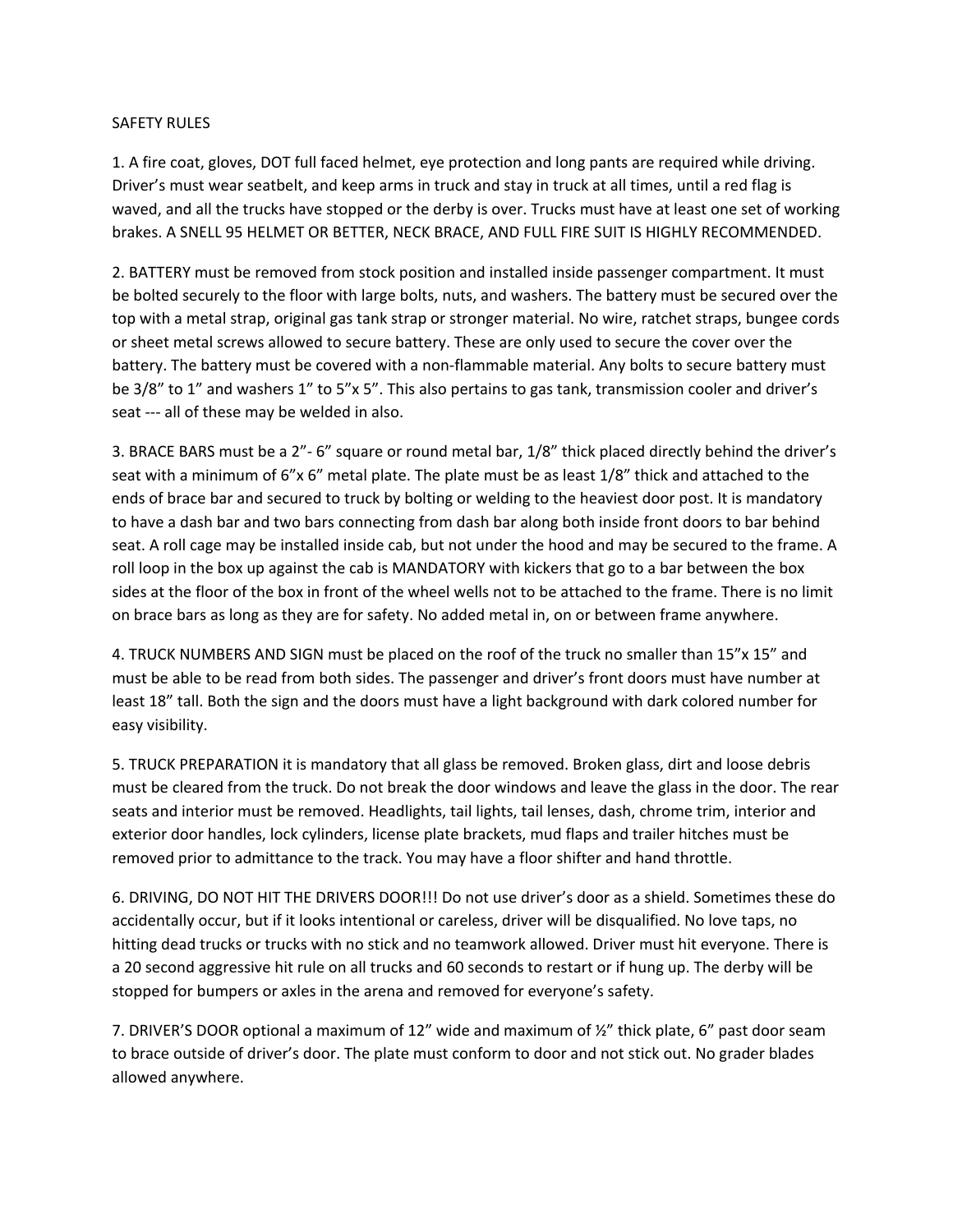SAFETY RULES

1. A fire coat, gloves, DOT full faced helmet, eye protection and long pants are required while driving. Driver's must wear seatbelt, and keep arms in truck and stay in truck at all times, until a red flag is waved, and all the trucks have stopped or the derby is over. Trucks must have at least one set of working brakes. A SNELL 95 HELMET OR BETTER, NECK BRACE, AND FULL FIRE SUIT IS HIGHLY RECOMMENDED.

2. BATTERY must be removed from stock position and installed inside passenger compartment. It must be bolted securely to the floor with large bolts, nuts, and washers. The battery must be secured over the top with a metal strap, original gas tank strap or stronger material. No wire, ratchet straps, bungee cords or sheet metal screws allowed to secure battery. These are only used to secure the cover over the battery. The battery must be covered with a non-flammable material. Any bolts to secure battery must be 3/8" to 1" and washers 1" to 5"x 5". This also pertains to gas tank, transmission cooler and driver's seat --- all of these may be welded in also.

3. BRACE BARS must be a 2"- 6" square or round metal bar, 1/8" thick placed directly behind the driver's seat with a minimum of 6"x 6" metal plate. The plate must be as least 1/8" thick and attached to the ends of brace bar and secured to truck by bolting or welding to the heaviest door post. It is mandatory to have a dash bar and two bars connecting from dash bar along both inside front doors to bar behind seat. A roll cage may be installed inside cab, but not under the hood and may be secured to the frame. A roll loop in the box up against the cab is MANDATORY with kickers that go to a bar between the box sides at the floor of the box in front of the wheel wells not to be attached to the frame. There is no limit on brace bars as long as they are for safety. No added metal in, on or between frame anywhere.

4. TRUCK NUMBERS AND SIGN must be placed on the roof of the truck no smaller than 15"x 15" and must be able to be read from both sides. The passenger and driver's front doors must have number at least 18" tall. Both the sign and the doors must have a light background with dark colored number for easy visibility.

5. TRUCK PREPARATION it is mandatory that all glass be removed. Broken glass, dirt and loose debris must be cleared from the truck. Do not break the door windows and leave the glass in the door. The rear seats and interior must be removed. Headlights, tail lights, tail lenses, dash, chrome trim, interior and exterior door handles, lock cylinders, license plate brackets, mud flaps and trailer hitches must be removed prior to admittance to the track. You may have a floor shifter and hand throttle.

6. DRIVING, DO NOT HIT THE DRIVERS DOOR!!! Do not use driver's door as a shield. Sometimes these do accidentally occur, but if it looks intentional or careless, driver will be disqualified. No love taps, no hitting dead trucks or trucks with no stick and no teamwork allowed. Driver must hit everyone. There is a 20 second aggressive hit rule on all trucks and 60 seconds to restart or if hung up. The derby will be stopped for bumpers or axles in the arena and removed for everyone's safety.

7. DRIVER'S DOOR optional a maximum of 12" wide and maximum of ½" thick plate, 6" past door seam to brace outside of driver's door. The plate must conform to door and not stick out. No grader blades allowed anywhere.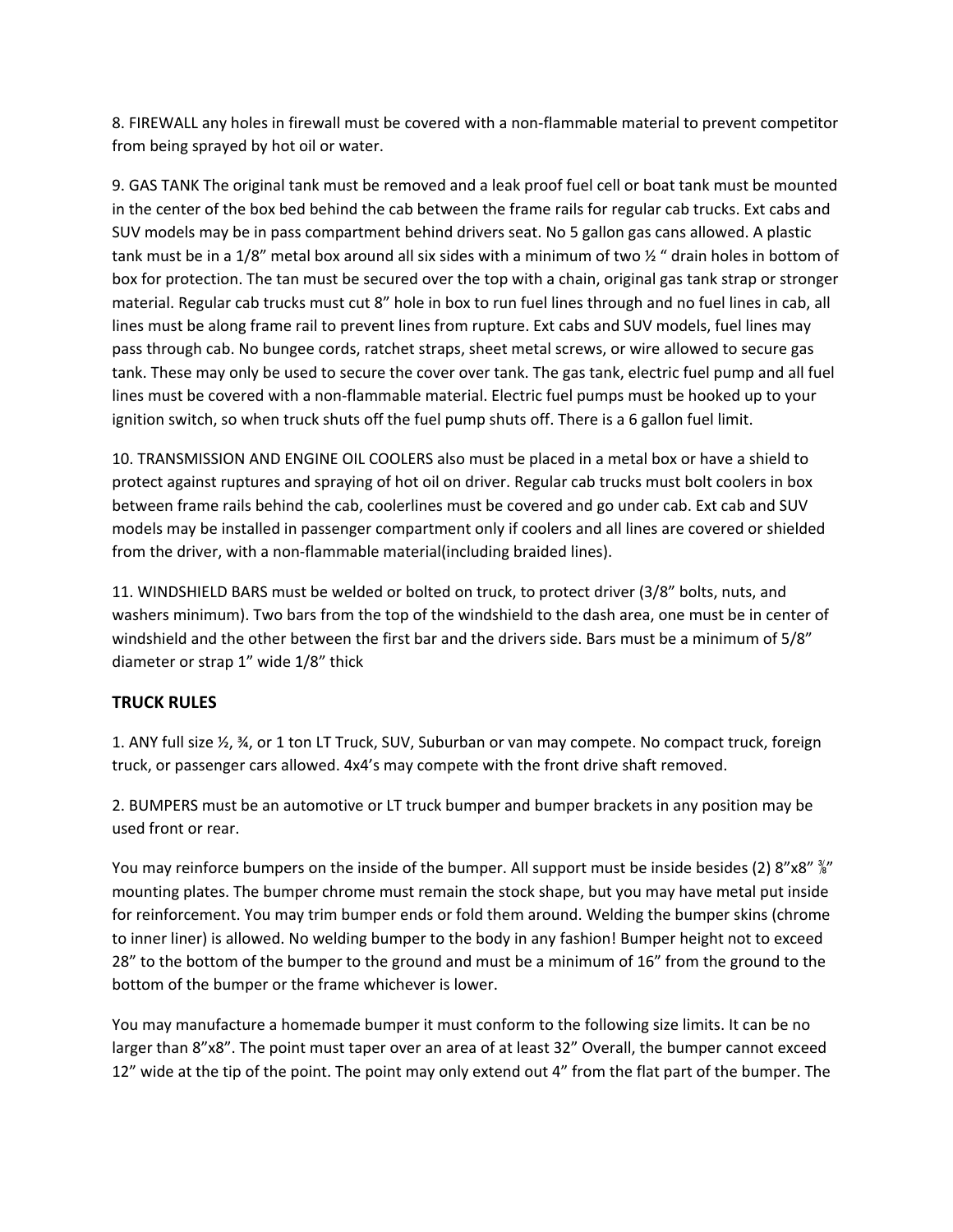8. FIREWALL any holes in firewall must be covered with a non-flammable material to prevent competitor from being sprayed by hot oil or water.

9. GAS TANK The original tank must be removed and a leak proof fuel cell or boat tank must be mounted in the center of the box bed behind the cab between the frame rails for regular cab trucks. Ext cabs and SUV models may be in pass compartment behind drivers seat. No 5 gallon gas cans allowed. A plastic tank must be in a 1/8" metal box around all six sides with a minimum of two ½ " drain holes in bottom of box for protection. The tan must be secured over the top with a chain, original gas tank strap or stronger material. Regular cab trucks must cut 8" hole in box to run fuel lines through and no fuel lines in cab, all lines must be along frame rail to prevent lines from rupture. Ext cabs and SUV models, fuel lines may pass through cab. No bungee cords, ratchet straps, sheet metal screws, or wire allowed to secure gas tank. These may only be used to secure the cover over tank. The gas tank, electric fuel pump and all fuel lines must be covered with a non-flammable material. Electric fuel pumps must be hooked up to your ignition switch, so when truck shuts off the fuel pump shuts off. There is a 6 gallon fuel limit.

10. TRANSMISSION AND ENGINE OIL COOLERS also must be placed in a metal box or have a shield to protect against ruptures and spraying of hot oil on driver. Regular cab trucks must bolt coolers in box between frame rails behind the cab, coolerlines must be covered and go under cab. Ext cab and SUV models may be installed in passenger compartment only if coolers and all lines are covered or shielded from the driver, with a non-flammable material(including braided lines).

11. WINDSHIELD BARS must be welded or bolted on truck, to protect driver (3/8" bolts, nuts, and washers minimum). Two bars from the top of the windshield to the dash area, one must be in center of windshield and the other between the first bar and the drivers side. Bars must be a minimum of 5/8" diameter or strap 1" wide 1/8" thick

## TRUCK RULES

1. ANY full size ½, ¾, or 1 ton LT Truck, SUV, Suburban or van may compete. No compact truck, foreign truck, or passenger cars allowed. 4x4's may compete with the front drive shaft removed.

2. BUMPERS must be an automotive or LT truck bumper and bumper brackets in any position may be used front or rear.

You may reinforce bumpers on the inside of the bumper. All support must be inside besides (2) 8"x8" ⅜" mounting plates. The bumper chrome must remain the stock shape, but you may have metal put inside for reinforcement. You may trim bumper ends or fold them around. Welding the bumper skins (chrome to inner liner) is allowed. No welding bumper to the body in any fashion! Bumper height not to exceed 28" to the bottom of the bumper to the ground and must be a minimum of 16" from the ground to the bottom of the bumper or the frame whichever is lower.

You may manufacture a homemade bumper it must conform to the following size limits. It can be no larger than 8"x8". The point must taper over an area of at least 32" Overall, the bumper cannot exceed 12" wide at the tip of the point. The point may only extend out 4" from the flat part of the bumper. The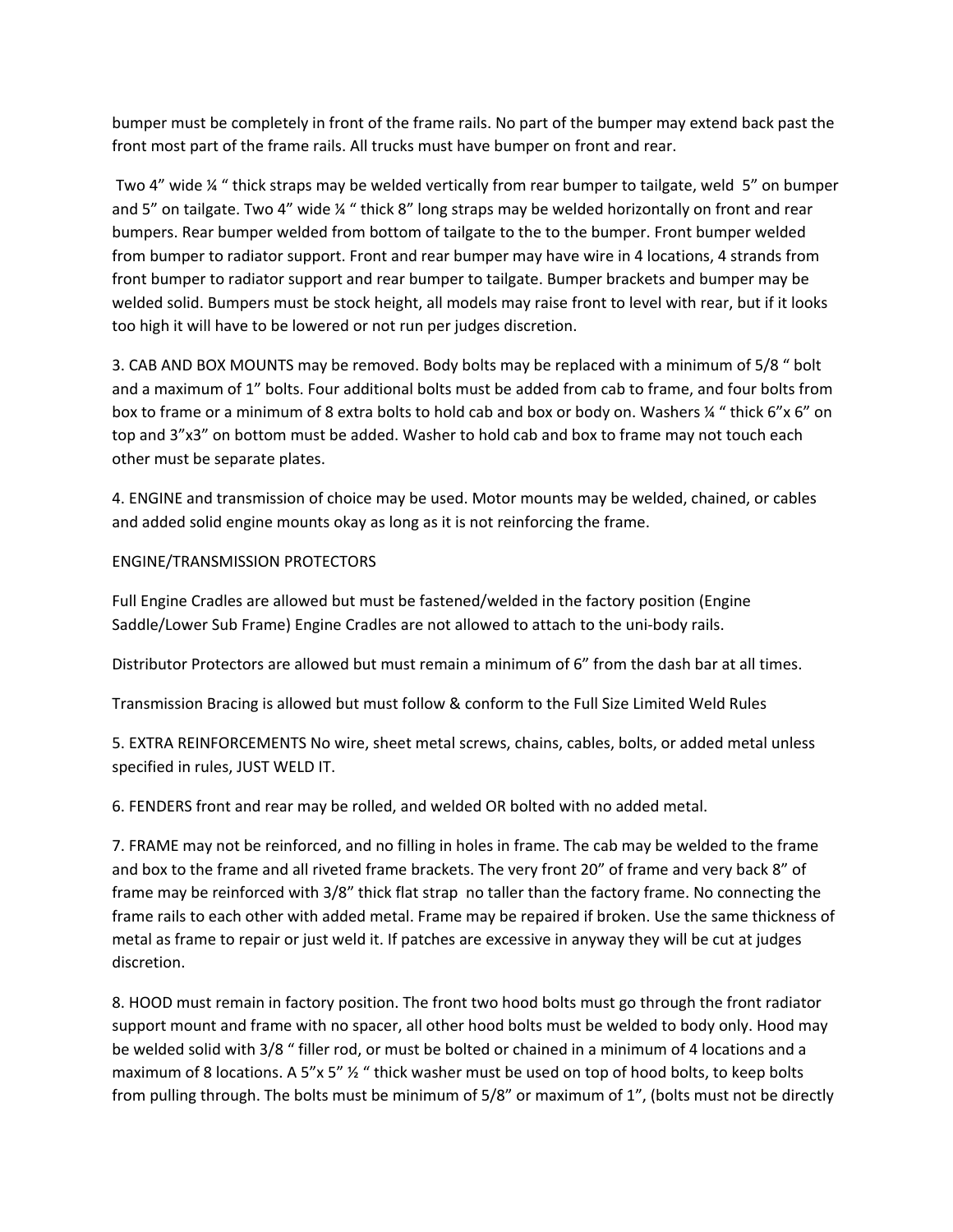bumper must be completely in front of the frame rails. No part of the bumper may extend back past the front most part of the frame rails. All trucks must have bumper on front and rear.

Two 4” wide ¼ “ thick straps may be welded vertically from rear bumper to tailgate, weld 5” on bumper and 5” on tailgate. Two 4” wide ¼ “ thick 8” long straps may be welded horizontally on front and rear bumpers. Rear bumper welded from bottom of tailgate to the to the bumper. Front bumper welded from bumper to radiator support. Front and rear bumper may have wire in 4 locations, 4 strands from front bumper to radiator support and rear bumper to tailgate. Bumper brackets and bumper may be welded solid. Bumpers must be stock height, all models may raise front to level with rear, but if it looks too high it will have to be lowered or not run per judges discretion.

3. CAB AND BOX MOUNTS may be removed. Body bolts may be replaced with a minimum of 5/8 “ bolt and a maximum of 1” bolts. Four additional bolts must be added from cab to frame, and four bolts from box to frame or a minimum of 8 extra bolts to hold cab and box or body on. Washers ¼ “ thick 6”x 6” on top and 3”x3” on bottom must be added. Washer to hold cab and box to frame may not touch each other must be separate plates.

4. ENGINE and transmission of choice may be used. Motor mounts may be welded, chained, or cables and added solid engine mounts okay as long as it is not reinforcing the frame.

ENGINE/TRANSMISSION PROTECTORS

Full Engine Cradles are allowed but must be fastened/welded in the factory position (Engine Saddle/Lower Sub Frame) Engine Cradles are not allowed to attach to the uni-body rails.

Distributor Protectors are allowed but must remain a minimum of 6” from the dash bar at all times.

Transmission Bracing is allowed but must follow & conform to the Full Size Limited Weld Rules

5. EXTRA REINFORCEMENTS No wire, sheet metal screws, chains, cables, bolts, or added metal unless specified in rules, JUST WELD IT.

6. FENDERS front and rear may be rolled, and welded OR bolted with no added metal.

7. FRAME may not be reinforced, and no filling in holes in frame. The cab may be welded to the frame and box to the frame and all riveted frame brackets. The very front 20” of frame and very back 8” of frame may be reinforced with 3/8” thick flat strap no taller than the factory frame. No connecting the frame rails to each other with added metal. Frame may be repaired if broken. Use the same thickness of metal as frame to repair or just weld it. If patches are excessive in anyway they will be cut at judges discretion.

8. HOOD must remain in factory position. The front two hood bolts must go through the front radiator support mount and frame with no spacer, all other hood bolts must be welded to body only. Hood may be welded solid with 3/8 “ filler rod, or must be bolted or chained in a minimum of 4 locations and a maximum of 8 locations. A 5”x 5” ½ “ thick washer must be used on top of hood bolts, to keep bolts from pulling through. The bolts must be minimum of 5/8” or maximum of 1”, (bolts must not be directly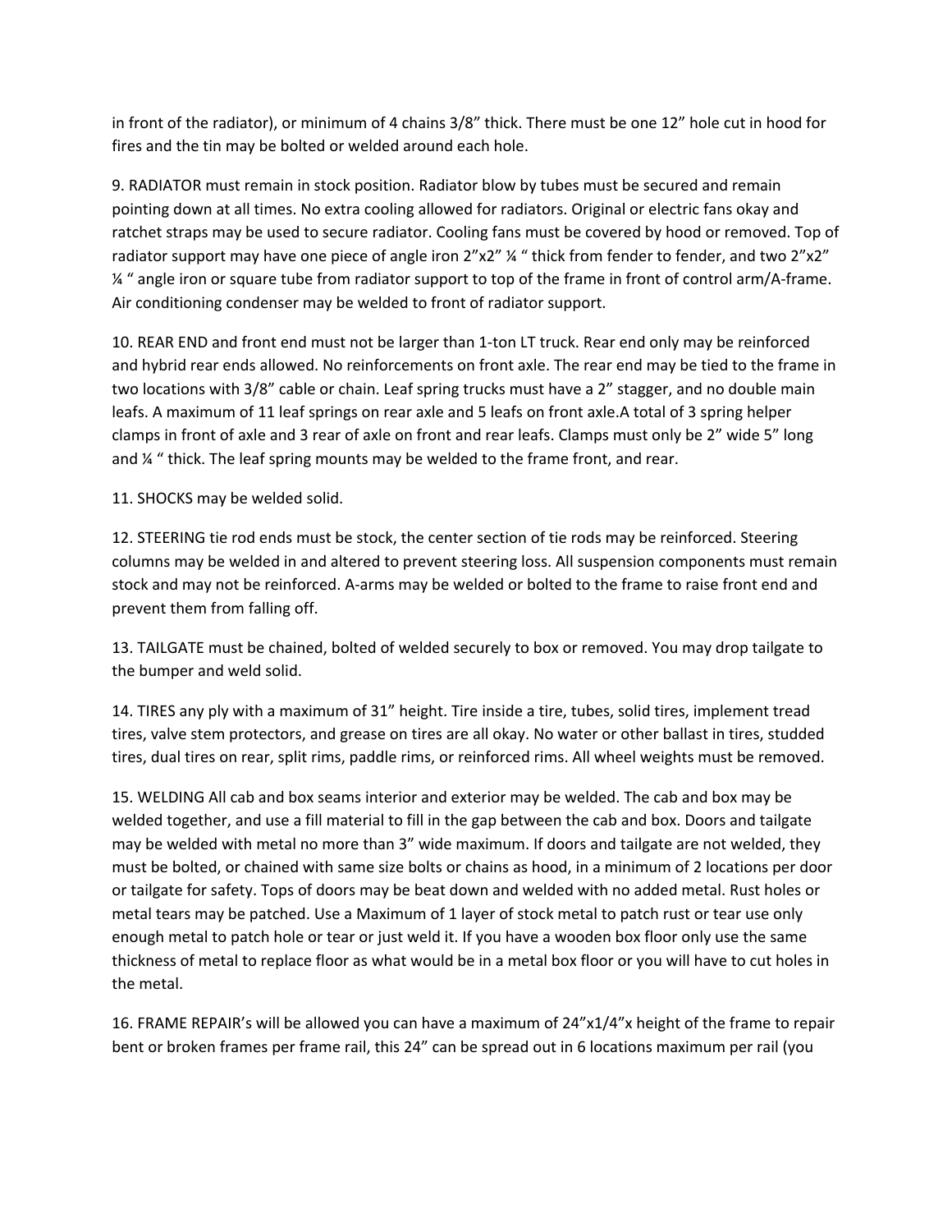in front of the radiator), or minimum of 4 chains 3/8” thick. There must be one 12” hole cut in hood for fires and the tin may be bolted or welded around each hole.

9. RADIATOR must remain in stock position. Radiator blow by tubes must be secured and remain pointing down at all times. No extra cooling allowed for radiators. Original or electric fans okay and ratchet straps may be used to secure radiator. Cooling fans must be covered by hood or removed. Top of radiator support may have one piece of angle iron 2”x2” ¼ “ thick from fender to fender, and two 2”x2” ¼ “ angle iron or square tube from radiator support to top of the frame in front of control arm/A-frame. Air conditioning condenser may be welded to front of radiator support.

10. REAR END and front end must not be larger than 1-ton LT truck. Rear end only may be reinforced and hybrid rear ends allowed. No reinforcements on front axle. The rear end may be tied to the frame in two locations with 3/8” cable or chain. Leaf spring trucks must have a 2” stagger, and no double main leafs. A maximum of 11 leaf springs on rear axle and 5 leafs on front axle.A total of 3 spring helper clamps in front of axle and 3 rear of axle on front and rear leafs. Clamps must only be 2” wide 5” long and ¼ “ thick. The leaf spring mounts may be welded to the frame front, and rear.

11. SHOCKS may be welded solid.

12. STEERING tie rod ends must be stock, the center section of tie rods may be reinforced. Steering columns may be welded in and altered to prevent steering loss. All suspension components must remain stock and may not be reinforced. A-arms may be welded or bolted to the frame to raise front end and prevent them from falling off.

13. TAILGATE must be chained, bolted of welded securely to box or removed. You may drop tailgate to the bumper and weld solid.

14. TIRES any ply with a maximum of 31” height. Tire inside a tire, tubes, solid tires, implement tread tires, valve stem protectors, and grease on tires are all okay. No water or other ballast in tires, studded tires, dual tires on rear, split rims, paddle rims, or reinforced rims. All wheel weights must be removed.

15. WELDING All cab and box seams interior and exterior may be welded. The cab and box may be welded together, and use a fill material to fill in the gap between the cab and box. Doors and tailgate may be welded with metal no more than 3” wide maximum. If doors and tailgate are not welded, they must be bolted, or chained with same size bolts or chains as hood, in a minimum of 2 locations per door or tailgate for safety. Tops of doors may be beat down and welded with no added metal. Rust holes or metal tears may be patched. Use a Maximum of 1 layer of stock metal to patch rust or tear use only enough metal to patch hole or tear or just weld it. If you have a wooden box floor only use the same thickness of metal to replace floor as what would be in a metal box floor or you will have to cut holes in the metal.

16. FRAME REPAIR’s will be allowed you can have a maximum of 24”x1/4”x height of the frame to repair bent or broken frames per frame rail, this 24” can be spread out in 6 locations maximum per rail (you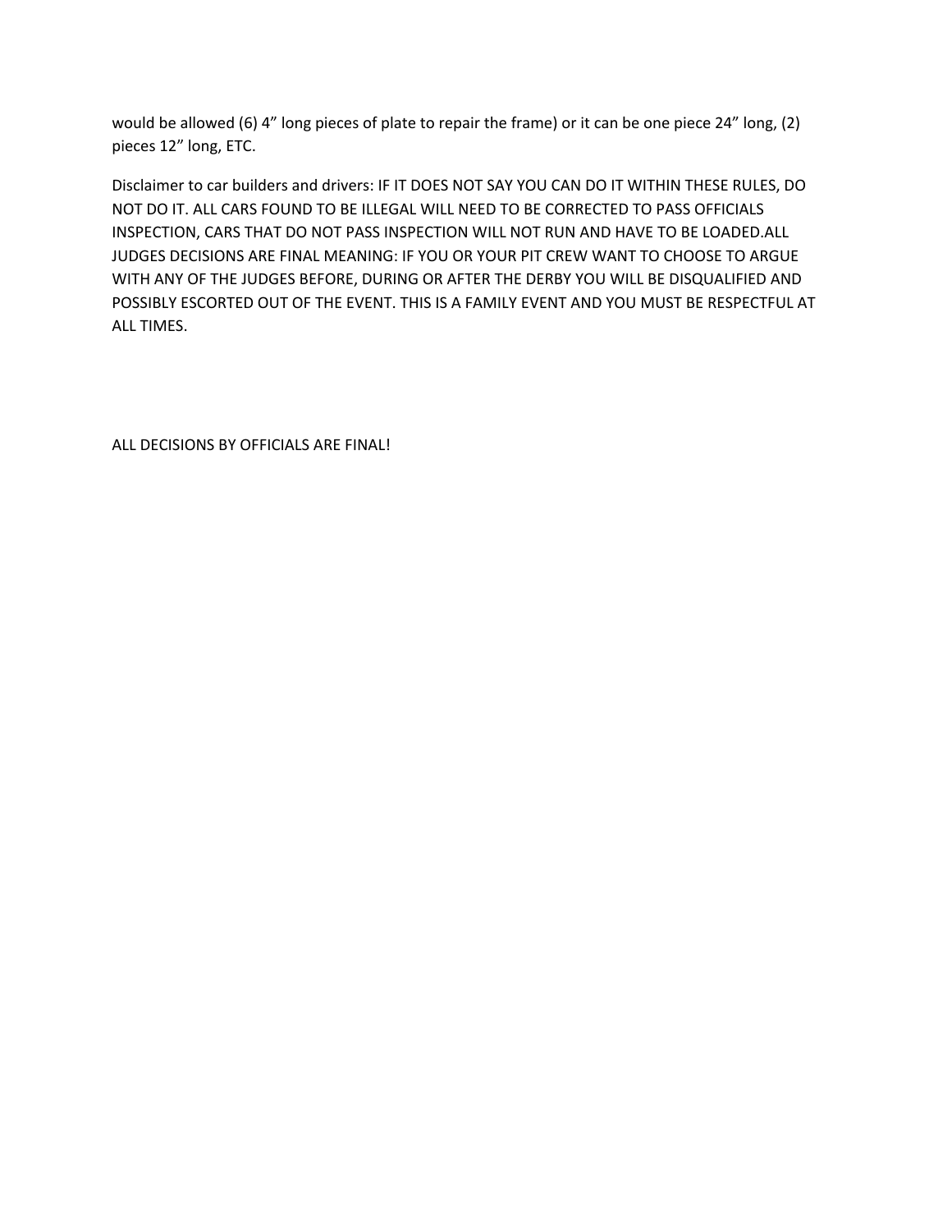would be allowed (6) 4” long pieces of plate to repair the frame) or it can be one piece 24” long, (2) pieces 12” long, ETC.

Disclaimer to car builders and drivers: IF IT DOES NOT SAY YOU CAN DO IT WITHIN THESE RULES, DO NOT DO IT. ALL CARS FOUND TO BE ILLEGAL WILL NEED TO BE CORRECTED TO PASS OFFICIALS INSPECTION, CARS THAT DO NOT PASS INSPECTION WILL NOT RUN AND HAVE TO BE LOADED.ALL JUDGES DECISIONS ARE FINAL MEANING: IF YOU OR YOUR PIT CREW WANT TO CHOOSE TO ARGUE WITH ANY OF THE JUDGES BEFORE, DURING OR AFTER THE DERBY YOU WILL BE DISQUALIFIED AND POSSIBLY ESCORTED OUT OF THE EVENT. THIS IS A FAMILY EVENT AND YOU MUST BE RESPECTFUL AT ALL TIMES.

ALL DECISIONS BY OFFICIALS ARE FINAL!